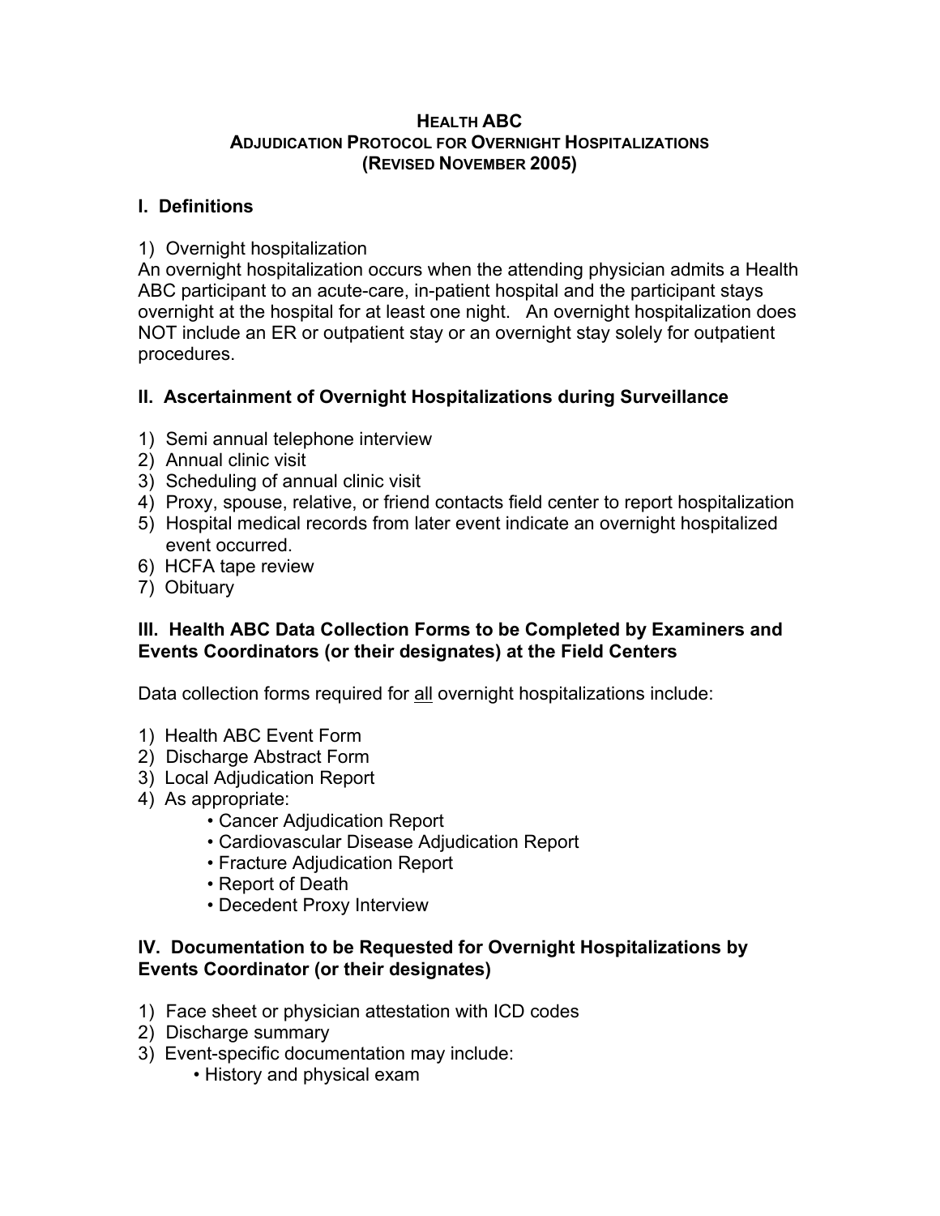# HEALTH ABC
## ADJUDICATION PROTOCOL FOR OVERNIGHT HOSPITALIZATIONS
## (REVISED NOVEMBER 2005)

### I. Definitions

1) Overnight hospitalization

An overnight hospitalization occurs when the attending physician admits a Health ABC participant to an acute-care, in-patient hospital and the participant stays overnight at the hospital for at least one night. An overnight hospitalization does NOT include an ER or outpatient stay or an overnight stay solely for outpatient procedures.

### II. Ascertainment of Overnight Hospitalizations during Surveillance

1) Semi annual telephone interview
2) Annual clinic visit
3) Scheduling of annual clinic visit
4) Proxy, spouse, relative, or friend contacts field center to report hospitalization
5) Hospital medical records from later event indicate an overnight hospitalized event occurred.
6) HCFA tape review
7) Obituary

### III. Health ABC Data Collection Forms to be Completed by Examiners and Events Coordinators (or their designates) at the Field Centers

Data collection forms required for <u>all</u> overnight hospitalizations include:

1) Health ABC Event Form
2) Discharge Abstract Form
3) Local Adjudication Report
4) As appropriate:
    - Cancer Adjudication Report
    - Cardiovascular Disease Adjudication Report
    - Fracture Adjudication Report
    - Report of Death
    - Decedent Proxy Interview

### IV. Documentation to be Requested for Overnight Hospitalizations by Events Coordinator (or their designates)

1) Face sheet or physician attestation with ICD codes
2) Discharge summary
3) Event-specific documentation may include:
    - History and physical exam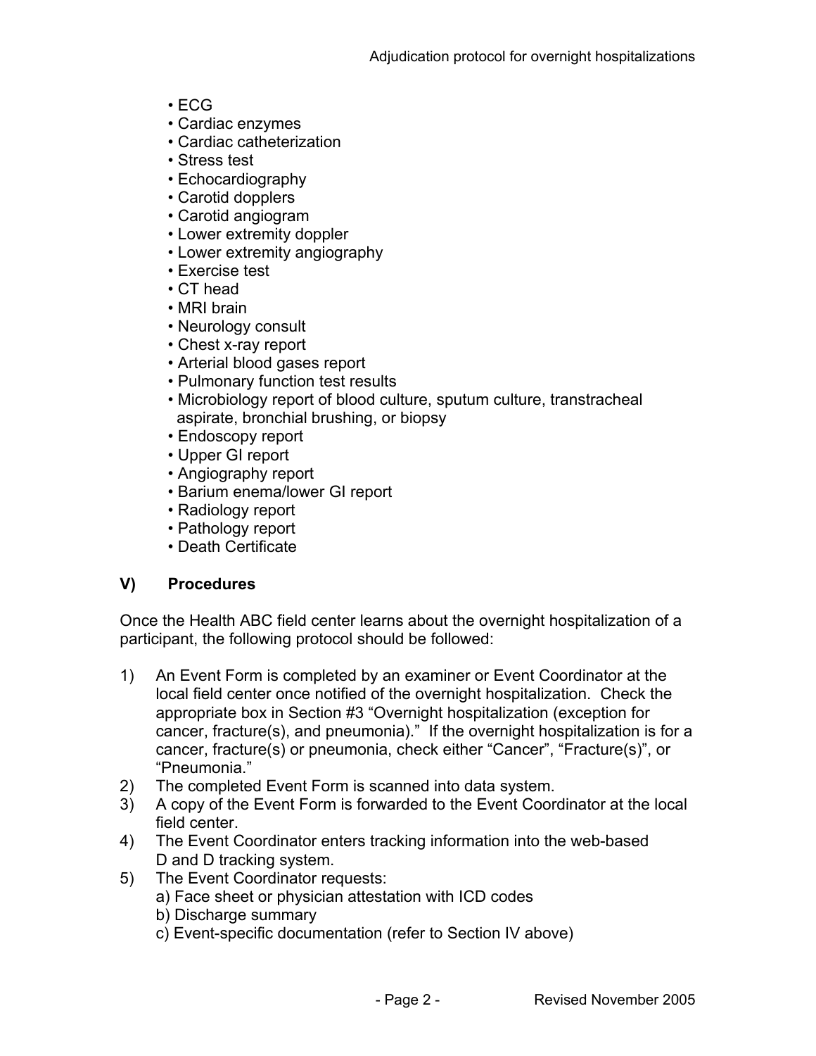- ECG
- Cardiac enzymes
- Cardiac catheterization
- Stress test
- Echocardiography
- Carotid dopplers
- Carotid angiogram
- Lower extremity doppler
- Lower extremity angiography
- Exercise test
- CT head
- MRI brain
- Neurology consult
- Chest x-ray report
- Arterial blood gases report
- Pulmonary function test results
- Microbiology report of blood culture, sputum culture, transtracheal aspirate, bronchial brushing, or biopsy
- Endoscopy report
- Upper GI report
- Angiography report
- Barium enema/lower GI report
- Radiology report
- Pathology report
- Death Certificate

## V) Procedures

Once the Health ABC field center learns about the overnight hospitalization of a participant, the following protocol should be followed:

1) An Event Form is completed by an examiner or Event Coordinator at the local field center once notified of the overnight hospitalization. Check the appropriate box in Section #3 "Overnight hospitalization (exception for cancer, fracture(s), and pneumonia)." If the overnight hospitalization is for a cancer, fracture(s) or pneumonia, check either "Cancer", "Fracture(s)", or "Pneumonia."
2) The completed Event Form is scanned into data system.
3) A copy of the Event Form is forwarded to the Event Coordinator at the local field center.
4) The Event Coordinator enters tracking information into the web-based D and D tracking system.
5) The Event Coordinator requests:
   a) Face sheet or physician attestation with ICD codes
   b) Discharge summary
   c) Event-specific documentation (refer to Section IV above)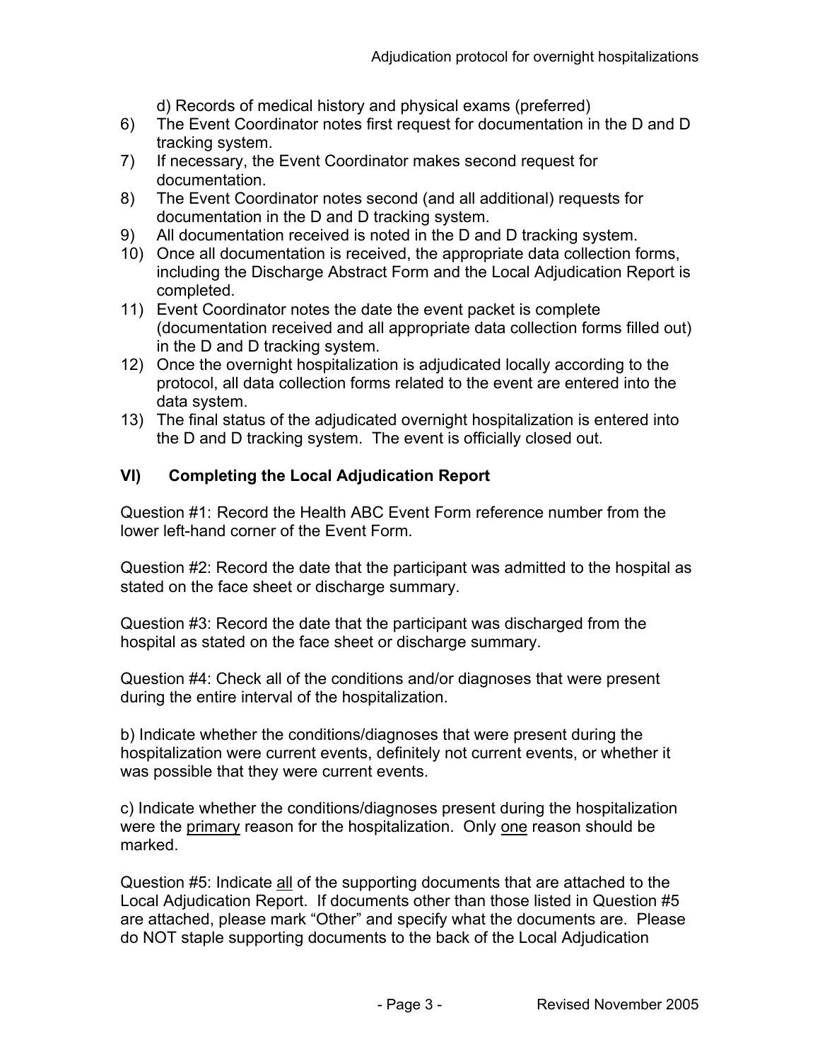d) Records of medical history and physical exams (preferred)

6) The Event Coordinator notes first request for documentation in the D and D tracking system.
7) If necessary, the Event Coordinator makes second request for documentation.
8) The Event Coordinator notes second (and all additional) requests for documentation in the D and D tracking system.
9) All documentation received is noted in the D and D tracking system.
10) Once all documentation is received, the appropriate data collection forms, including the Discharge Abstract Form and the Local Adjudication Report is completed.
11) Event Coordinator notes the date the event packet is complete (documentation received and all appropriate data collection forms filled out) in the D and D tracking system.
12) Once the overnight hospitalization is adjudicated locally according to the protocol, all data collection forms related to the event are entered into the data system.
13) The final status of the adjudicated overnight hospitalization is entered into the D and D tracking system. The event is officially closed out.

## VI) Completing the Local Adjudication Report

Question #1: Record the Health ABC Event Form reference number from the lower left-hand corner of the Event Form.

Question #2: Record the date that the participant was admitted to the hospital as stated on the face sheet or discharge summary.

Question #3: Record the date that the participant was discharged from the hospital as stated on the face sheet or discharge summary.

Question #4: Check all of the conditions and/or diagnoses that were present during the entire interval of the hospitalization.

b) Indicate whether the conditions/diagnoses that were present during the hospitalization were current events, definitely not current events, or whether it was possible that they were current events.

c) Indicate whether the conditions/diagnoses present during the hospitalization were the <u>primary</u> reason for the hospitalization. Only <u>one</u> reason should be marked.

Question #5: Indicate <u>all</u> of the supporting documents that are attached to the Local Adjudication Report. If documents other than those listed in Question #5 are attached, please mark "Other" and specify what the documents are. Please do NOT staple supporting documents to the back of the Local Adjudication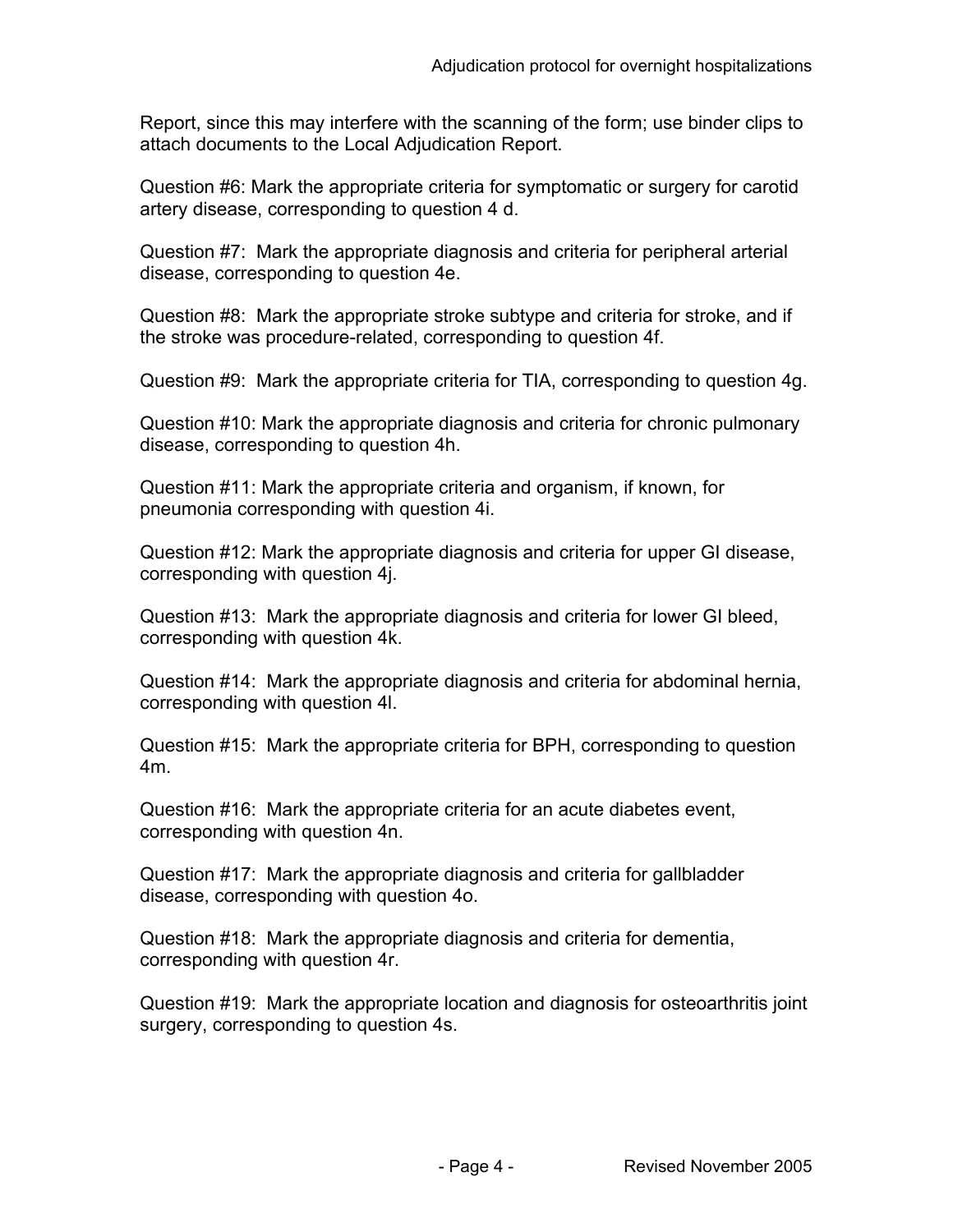Report, since this may interfere with the scanning of the form; use binder clips to attach documents to the Local Adjudication Report.

Question #6: Mark the appropriate criteria for symptomatic or surgery for carotid artery disease, corresponding to question 4 d.

Question #7: Mark the appropriate diagnosis and criteria for peripheral arterial disease, corresponding to question 4e.

Question #8: Mark the appropriate stroke subtype and criteria for stroke, and if the stroke was procedure-related, corresponding to question 4f.

Question #9: Mark the appropriate criteria for TIA, corresponding to question 4g.

Question #10: Mark the appropriate diagnosis and criteria for chronic pulmonary disease, corresponding to question 4h.

Question #11: Mark the appropriate criteria and organism, if known, for pneumonia corresponding with question 4i.

Question #12: Mark the appropriate diagnosis and criteria for upper GI disease, corresponding with question 4j.

Question #13: Mark the appropriate diagnosis and criteria for lower GI bleed, corresponding with question 4k.

Question #14: Mark the appropriate diagnosis and criteria for abdominal hernia, corresponding with question 4l.

Question #15: Mark the appropriate criteria for BPH, corresponding to question 4m.

Question #16: Mark the appropriate criteria for an acute diabetes event, corresponding with question 4n.

Question #17: Mark the appropriate diagnosis and criteria for gallbladder disease, corresponding with question 4o.

Question #18: Mark the appropriate diagnosis and criteria for dementia, corresponding with question 4r.

Question #19: Mark the appropriate location and diagnosis for osteoarthritis joint surgery, corresponding to question 4s.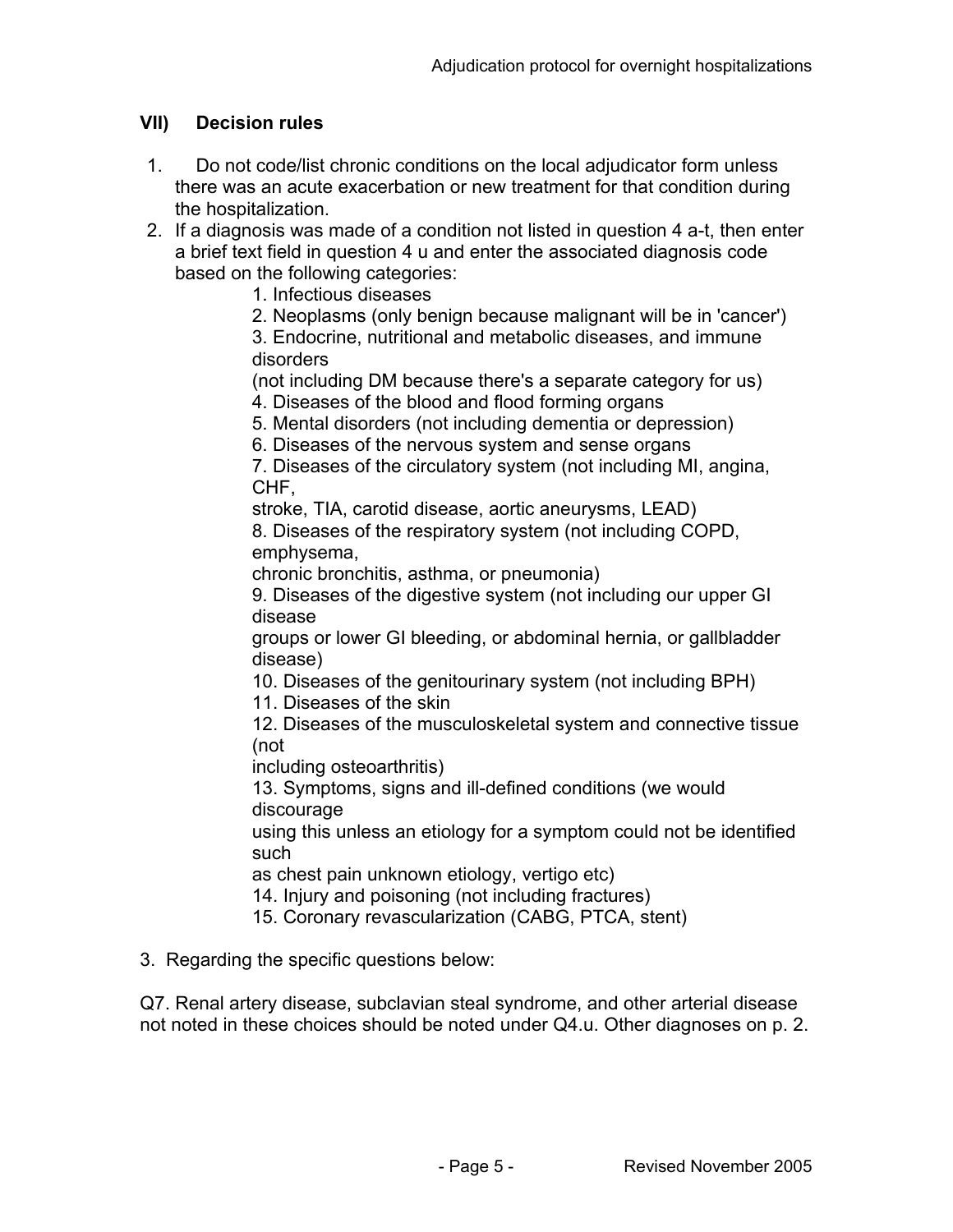## VII) Decision rules

1. Do not code/list chronic conditions on the local adjudicator form unless there was an acute exacerbation or new treatment for that condition during the hospitalization.
2. If a diagnosis was made of a condition not listed in question 4 a-t, then enter a brief text field in question 4 u and enter the associated diagnosis code based on the following categories:
    1. Infectious diseases
    2. Neoplasms (only benign because malignant will be in 'cancer')
    3. Endocrine, nutritional and metabolic diseases, and immune disorders (not including DM because there's a separate category for us)
    4. Diseases of the blood and flood forming organs
    5. Mental disorders (not including dementia or depression)
    6. Diseases of the nervous system and sense organs
    7. Diseases of the circulatory system (not including MI, angina, CHF, stroke, TIA, carotid disease, aortic aneurysms, LEAD)
    8. Diseases of the respiratory system (not including COPD, emphysema, chronic bronchitis, asthma, or pneumonia)
    9. Diseases of the digestive system (not including our upper GI disease groups or lower GI bleeding, or abdominal hernia, or gallbladder disease)
    10. Diseases of the genitourinary system (not including BPH)
    11. Diseases of the skin
    12. Diseases of the musculoskeletal system and connective tissue (not including osteoarthritis)
    13. Symptoms, signs and ill-defined conditions (we would discourage using this unless an etiology for a symptom could not be identified such as chest pain unknown etiology, vertigo etc)
    14. Injury and poisoning (not including fractures)
    15. Coronary revascularization (CABG, PTCA, stent)
3. Regarding the specific questions below:

Q7. Renal artery disease, subclavian steal syndrome, and other arterial disease not noted in these choices should be noted under Q4.u. Other diagnoses on p. 2.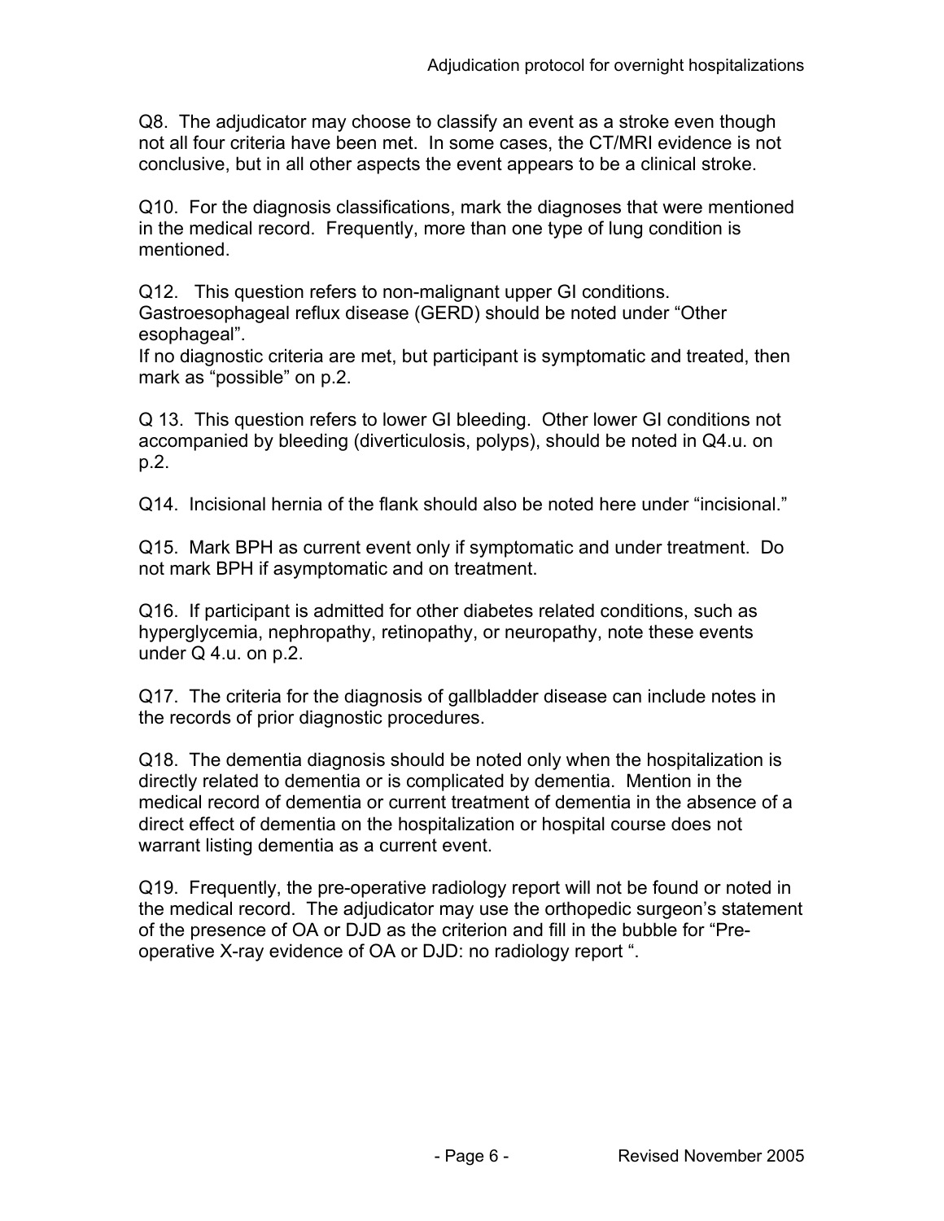Q8. The adjudicator may choose to classify an event as a stroke even though not all four criteria have been met. In some cases, the CT/MRI evidence is not conclusive, but in all other aspects the event appears to be a clinical stroke.

Q10. For the diagnosis classifications, mark the diagnoses that were mentioned in the medical record. Frequently, more than one type of lung condition is mentioned.

Q12. This question refers to non-malignant upper GI conditions. Gastroesophageal reflux disease (GERD) should be noted under "Other esophageal".
If no diagnostic criteria are met, but participant is symptomatic and treated, then mark as "possible" on p.2.

Q 13. This question refers to lower GI bleeding. Other lower GI conditions not accompanied by bleeding (diverticulosis, polyps), should be noted in Q4.u. on p.2.

Q14. Incisional hernia of the flank should also be noted here under "incisional."

Q15. Mark BPH as current event only if symptomatic and under treatment. Do not mark BPH if asymptomatic and on treatment.

Q16. If participant is admitted for other diabetes related conditions, such as hyperglycemia, nephropathy, retinopathy, or neuropathy, note these events under Q 4.u. on p.2.

Q17. The criteria for the diagnosis of gallbladder disease can include notes in the records of prior diagnostic procedures.

Q18. The dementia diagnosis should be noted only when the hospitalization is directly related to dementia or is complicated by dementia. Mention in the medical record of dementia or current treatment of dementia in the absence of a direct effect of dementia on the hospitalization or hospital course does not warrant listing dementia as a current event.

Q19. Frequently, the pre-operative radiology report will not be found or noted in the medical record. The adjudicator may use the orthopedic surgeon's statement of the presence of OA or DJD as the criterion and fill in the bubble for "Pre-operative X-ray evidence of OA or DJD: no radiology report ".